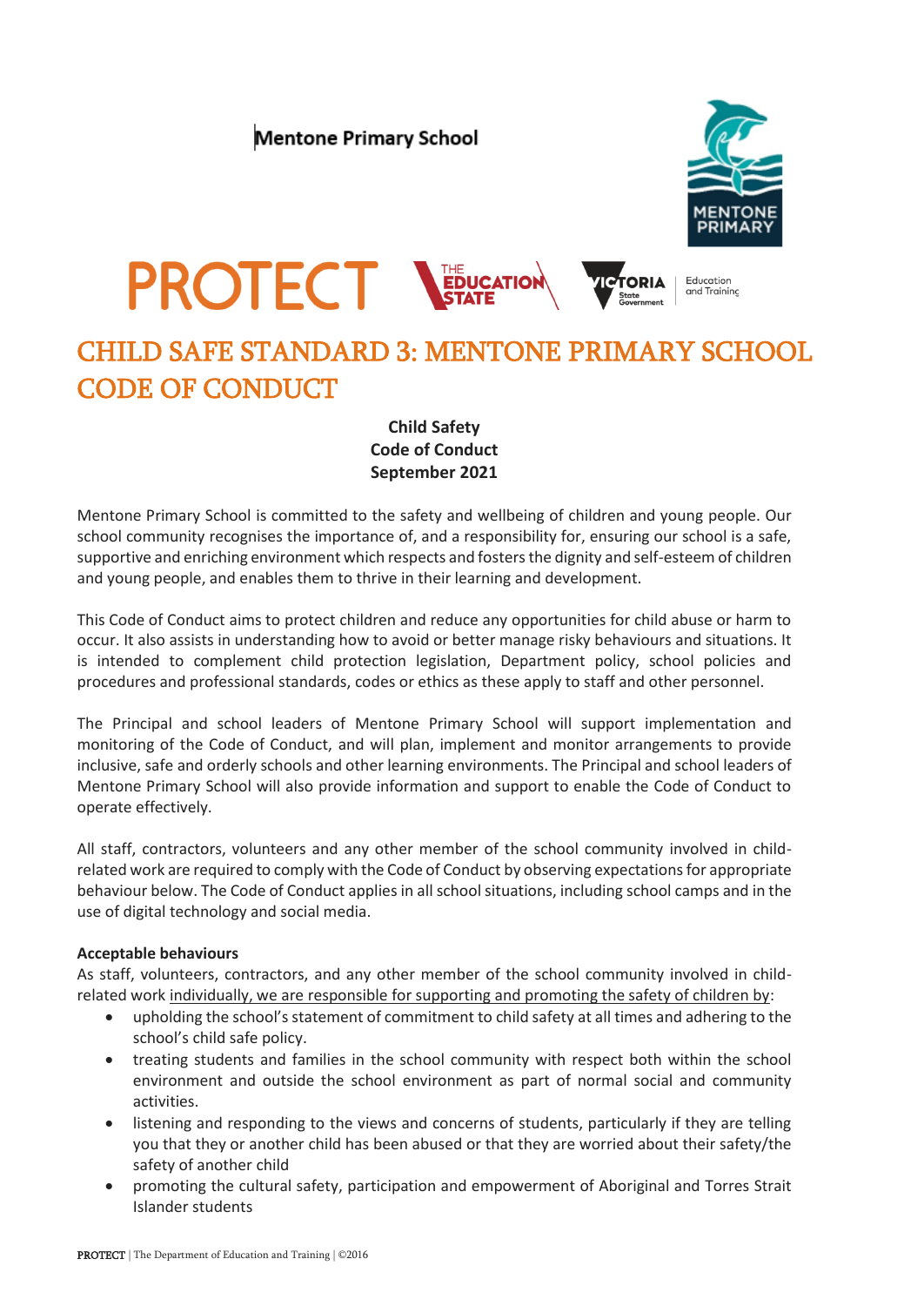Mentone Primary School

# CHILD SAFE STANDARD 3: MENTONE PRIMARY SCHOOL CODE OF CONDUCT

**Child Safety**
**Code of Conduct**
**September 2021**

Mentone Primary School is committed to the safety and wellbeing of children and young people. Our school community recognises the importance of, and a responsibility for, ensuring our school is a safe, supportive and enriching environment which respects and fosters the dignity and self-esteem of children and young people, and enables them to thrive in their learning and development.

This Code of Conduct aims to protect children and reduce any opportunities for child abuse or harm to occur. It also assists in understanding how to avoid or better manage risky behaviours and situations. It is intended to complement child protection legislation, Department policy, school policies and procedures and professional standards, codes or ethics as these apply to staff and other personnel.

The Principal and school leaders of Mentone Primary School will support implementation and monitoring of the Code of Conduct, and will plan, implement and monitor arrangements to provide inclusive, safe and orderly schools and other learning environments. The Principal and school leaders of Mentone Primary School will also provide information and support to enable the Code of Conduct to operate effectively.

All staff, contractors, volunteers and any other member of the school community involved in child-related work are required to comply with the Code of Conduct by observing expectations for appropriate behaviour below. The Code of Conduct applies in all school situations, including school camps and in the use of digital technology and social media.

**Acceptable behaviours**

As staff, volunteers, contractors, and any other member of the school community involved in child-related work individually, we are responsible for supporting and promoting the safety of children by:

- upholding the school's statement of commitment to child safety at all times and adhering to the school's child safe policy.
- treating students and families in the school community with respect both within the school environment and outside the school environment as part of normal social and community activities.
- listening and responding to the views and concerns of students, particularly if they are telling you that they or another child has been abused or that they are worried about their safety/the safety of another child
- promoting the cultural safety, participation and empowerment of Aboriginal and Torres Strait Islander students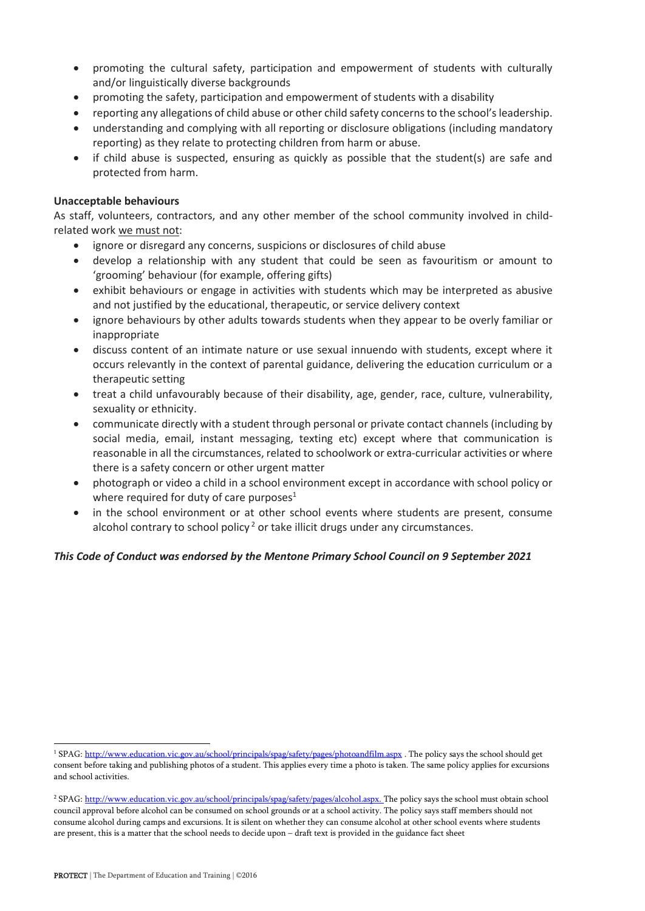- promoting the cultural safety, participation and empowerment of students with culturally and/or linguistically diverse backgrounds
- promoting the safety, participation and empowerment of students with a disability
- reporting any allegations of child abuse or other child safety concerns to the school's leadership.
- understanding and complying with all reporting or disclosure obligations (including mandatory reporting) as they relate to protecting children from harm or abuse.
- if child abuse is suspected, ensuring as quickly as possible that the student(s) are safe and protected from harm.

**Unacceptable behaviours**

As staff, volunteers, contractors, and any other member of the school community involved in child-related work we must not:

- ignore or disregard any concerns, suspicions or disclosures of child abuse
- develop a relationship with any student that could be seen as favouritism or amount to 'grooming' behaviour (for example, offering gifts)
- exhibit behaviours or engage in activities with students which may be interpreted as abusive and not justified by the educational, therapeutic, or service delivery context
- ignore behaviours by other adults towards students when they appear to be overly familiar or inappropriate
- discuss content of an intimate nature or use sexual innuendo with students, except where it occurs relevantly in the context of parental guidance, delivering the education curriculum or a therapeutic setting
- treat a child unfavourably because of their disability, age, gender, race, culture, vulnerability, sexuality or ethnicity.
- communicate directly with a student through personal or private contact channels (including by social media, email, instant messaging, texting etc) except where that communication is reasonable in all the circumstances, related to schoolwork or extra-curricular activities or where there is a safety concern or other urgent matter
- photograph or video a child in a school environment except in accordance with school policy or where required for duty of care purposes[1]
- in the school environment or at other school events where students are present, consume alcohol contrary to school policy[2] or take illicit drugs under any circumstances.

***This Code of Conduct was endorsed by the Mentone Primary School Council on 9 September 2021***

---

[1] SPAG: http://www.education.vic.gov.au/school/principals/spag/safety/pages/photoandfilm.aspx . The policy says the school should get consent before taking and publishing photos of a student. This applies every time a photo is taken. The same policy applies for excursions and school activities.

[2] SPAG: http://www.education.vic.gov.au/school/principals/spag/safety/pages/alcohol.aspx. The policy says the school must obtain school council approval before alcohol can be consumed on school grounds or at a school activity. The policy says staff members should not consume alcohol during camps and excursions. It is silent on whether they can consume alcohol at other school events where students are present, this is a matter that the school needs to decide upon – draft text is provided in the guidance fact sheet